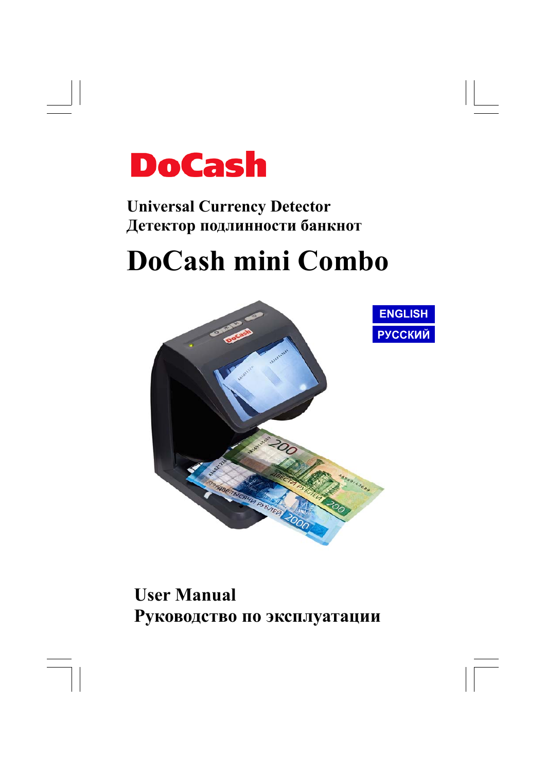# DoCash

**Universal Currency Detector**
**Детектор подлинности банкнот**

# DoCash mini Combo

ENGLISH
РУССКИЙ

**User Manual**
**Руководство по эксплуатации**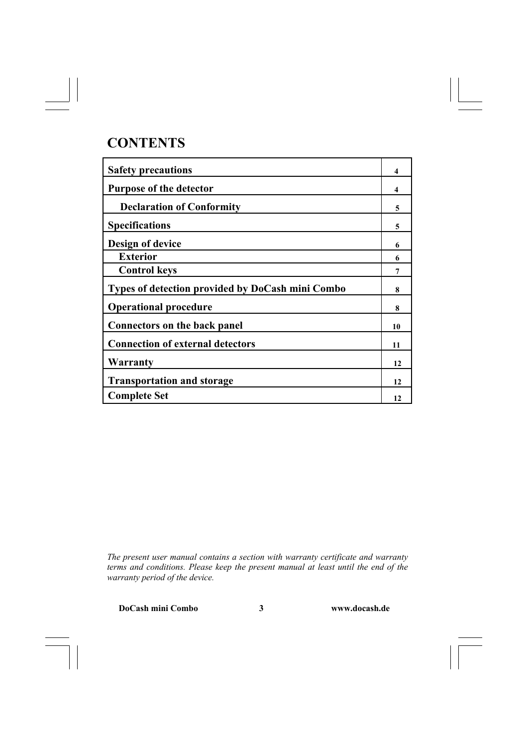# CONTENTS

| | |
|---|---|
| **Safety precautions** | **4** |
| **Purpose of the detector** | **4** |
| **Declaration of Conformity** | **5** |
| **Specifications** | **5** |
| **Design of device** | **6** |
| **Exterior** | **6** |
| **Control keys** | **7** |
| **Types of detection provided by DoCash mini Combo** | **8** |
| **Operational procedure** | **8** |
| **Connectors on the back panel** | **10** |
| **Connection of external detectors** | **11** |
| **Warranty** | **12** |
| **Transportation and storage** | **12** |
| **Complete Set** | **12** |

*The present user manual contains a section with warranty certificate and warranty terms and conditions. Please keep the present manual at least until the end of the warranty period of the device.*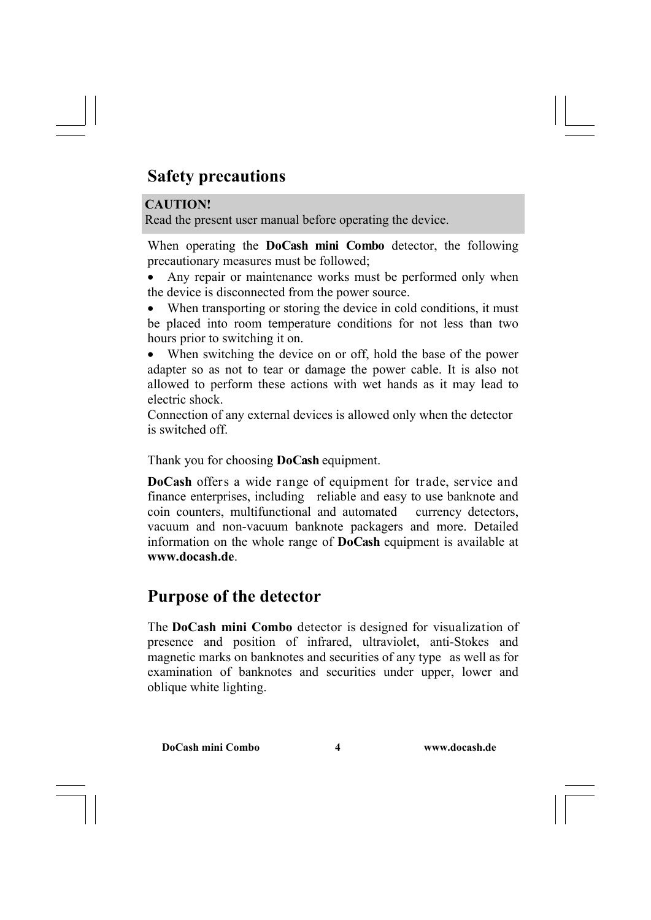## Safety precautions

**CAUTION!**
Read the present user manual before operating the device.

When operating the **DoCash mini Combo** detector, the following precautionary measures must be followed;

- Any repair or maintenance works must be performed only when the device is disconnected from the power source.
- When transporting or storing the device in cold conditions, it must be placed into room temperature conditions for not less than two hours prior to switching it on.
- When switching the device on or off, hold the base of the power adapter so as not to tear or damage the power cable. It is also not allowed to perform these actions with wet hands as it may lead to electric shock.

Connection of any external devices is allowed only when the detector is switched off.

Thank you for choosing **DoCash** equipment.

**DoCash** offers a wide range of equipment for trade, service and finance enterprises, including reliable and easy to use banknote and coin counters, multifunctional and automated currency detectors, vacuum and non-vacuum banknote packagers and more. Detailed information on the whole range of **DoCash** equipment is available at **www.docash.de**.

## Purpose of the detector

The **DoCash mini Combo** detector is designed for visualization of presence and position of infrared, ultraviolet, anti-Stokes and magnetic marks on banknotes and securities of any type as well as for examination of banknotes and securities under upper, lower and oblique white lighting.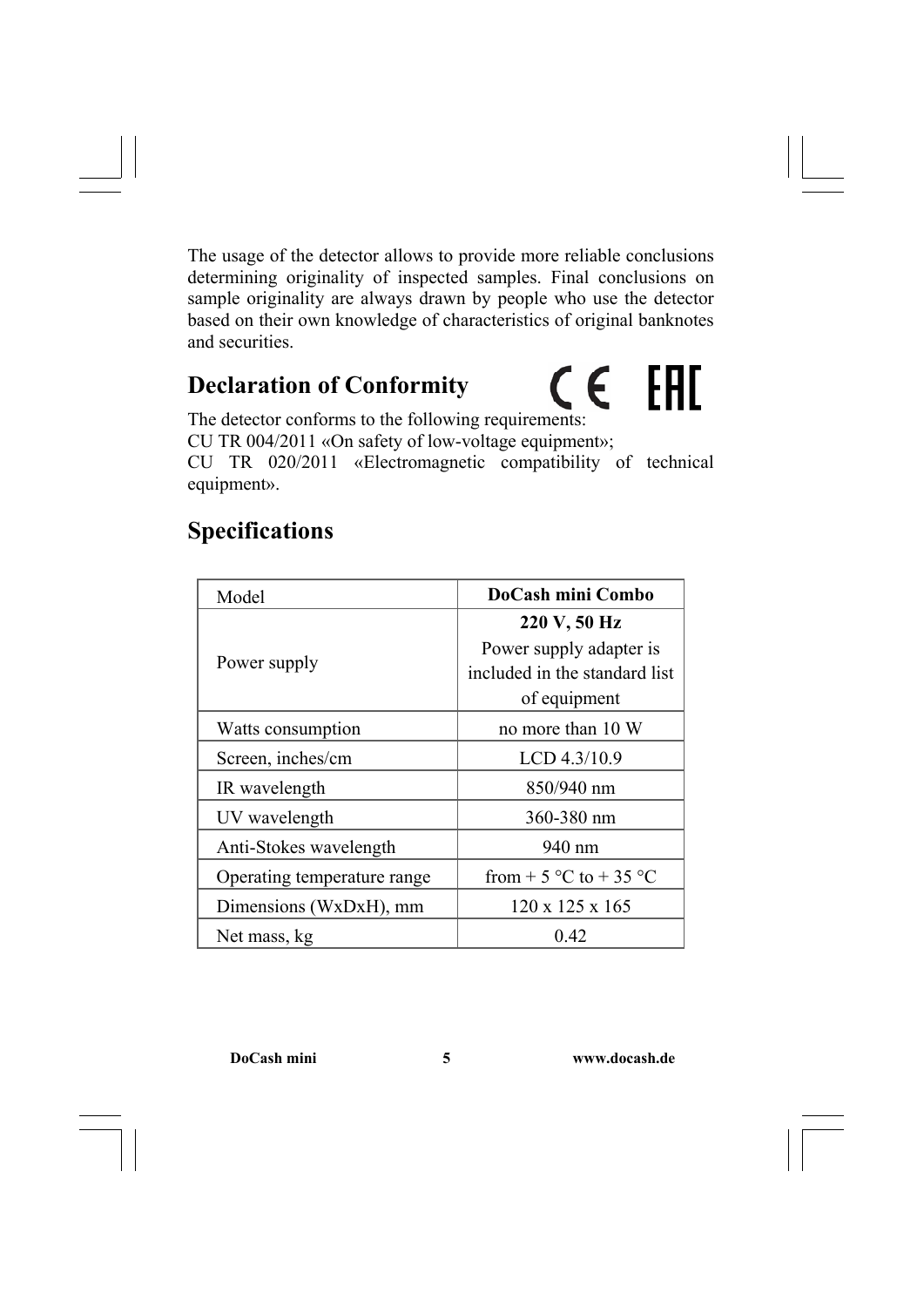The usage of the detector allows to provide more reliable conclusions determining originality of inspected samples. Final conclusions on sample originality are always drawn by people who use the detector based on their own knowledge of characteristics of original banknotes and securities.

## Declaration of Conformity

CE EAC

The detector conforms to the following requirements:
CU TR 004/2011 «On safety of low-voltage equipment»;
CU TR 020/2011 «Electromagnetic compatibility of technical equipment».

## Specifications

| Model | **DoCash mini Combo** |
|---|---|
| Power supply | **220 V, 50 Hz** Power supply adapter is included in the standard list of equipment |
| Watts consumption | no more than 10 W |
| Screen, inches/cm | LCD 4.3/10.9 |
| IR wavelength | 850/940 nm |
| UV wavelength | 360-380 nm |
| Anti-Stokes wavelength | 940 nm |
| Operating temperature range | from + 5 °C to + 35 °C |
| Dimensions (WxDxH), mm | 120 x 125 x 165 |
| Net mass, kg | 0.42 |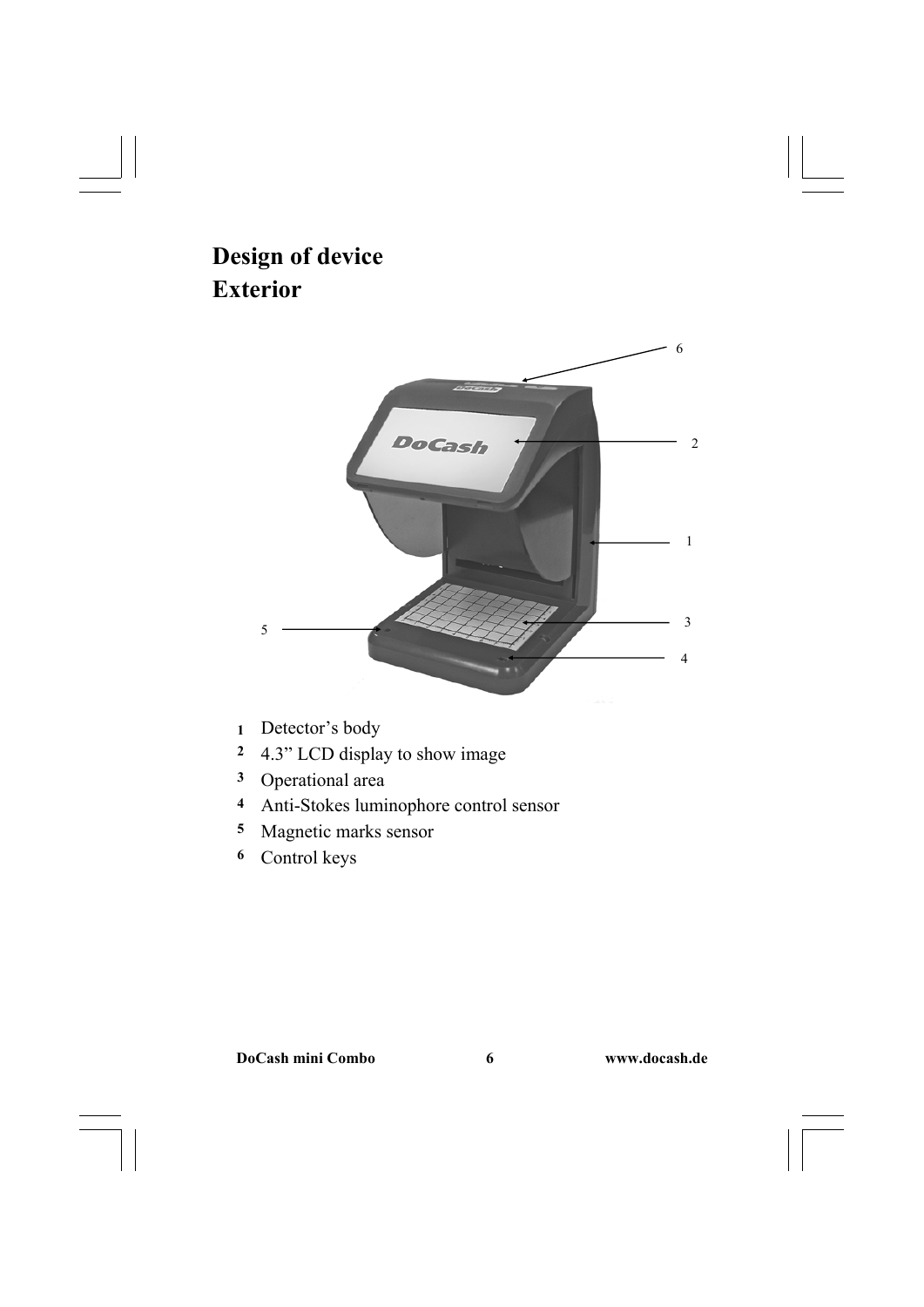# Design of device

## Exterior

1. Detector’s body
2. 4.3” LCD display to show image
3. Operational area
4. Anti-Stokes luminophore control sensor
5. Magnetic marks sensor
6. Control keys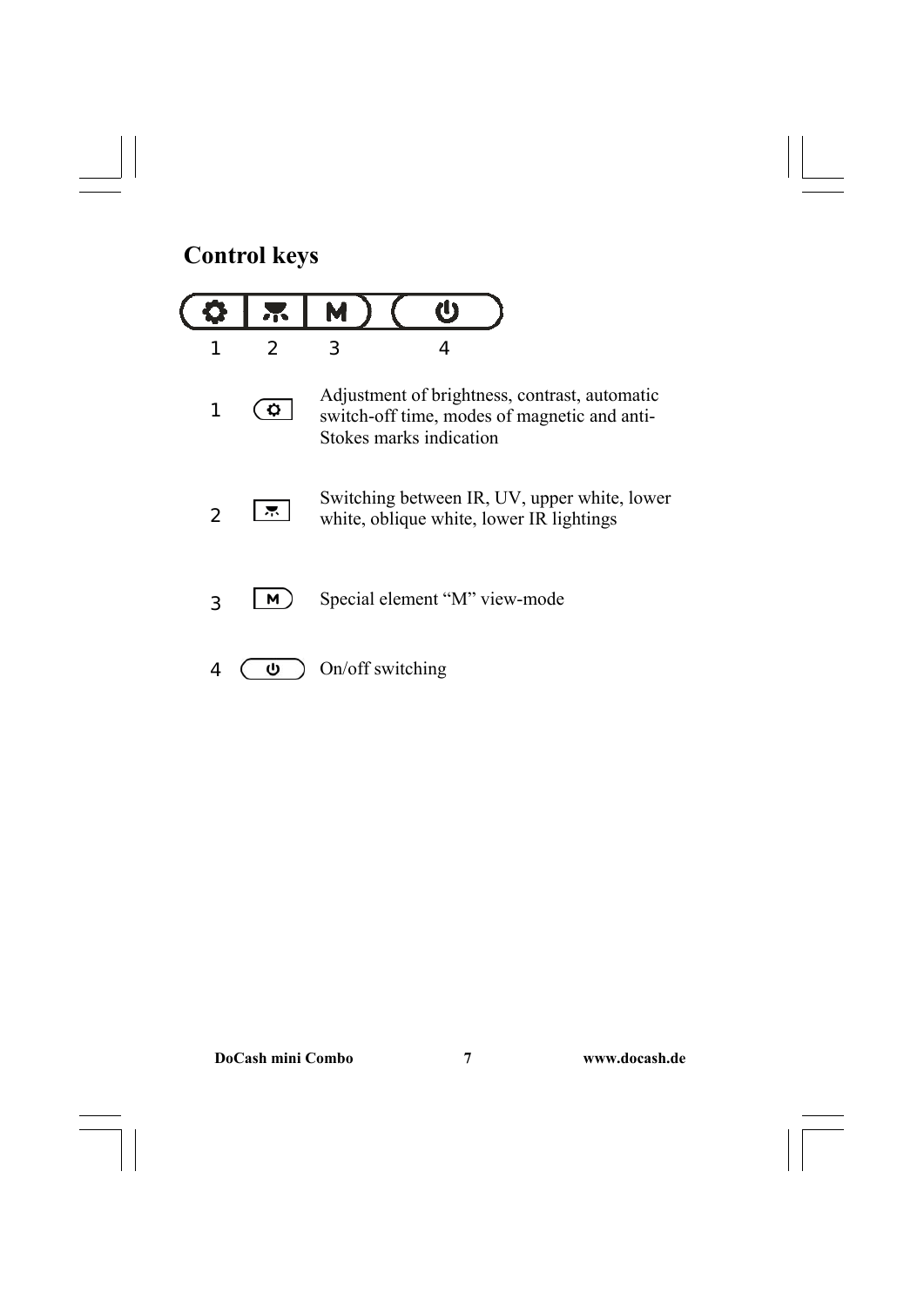## Control keys

1 2 3 4

| | Key | Function |
|---|---|---|
| 1 | ⚙ | Adjustment of brightness, contrast, automatic switch-off time, modes of magnetic and anti-Stokes marks indication |
| 2 | | Switching between IR, UV, upper white, lower white, oblique white, lower IR lightings |
| 3 | M | Special element “M” view-mode |
| 4 | ⏻ | On/off switching |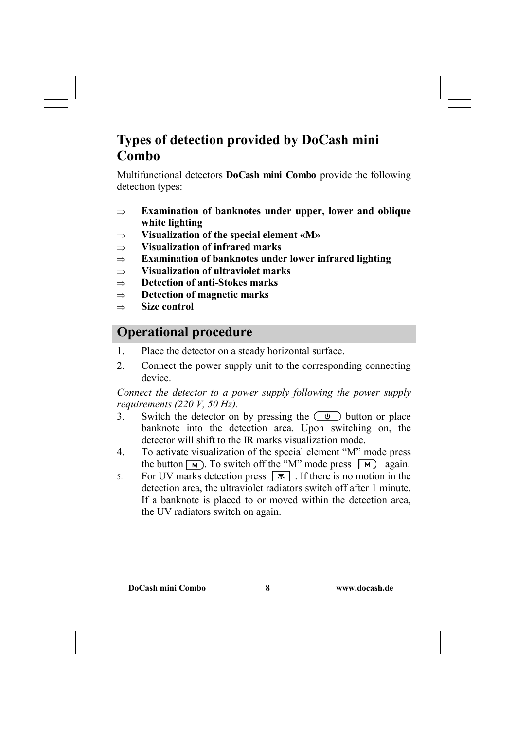## Types of detection provided by DoCash mini Combo

Multifunctional detectors **DoCash mini Combo** provide the following detection types:

- ⇒ **Examination of banknotes under upper, lower and oblique white lighting**
- ⇒ **Visualization of the special element «M»**
- ⇒ **Visualization of infrared marks**
- ⇒ **Examination of banknotes under lower infrared lighting**
- ⇒ **Visualization of ultraviolet marks**
- ⇒ **Detection of anti-Stokes marks**
- ⇒ **Detection of magnetic marks**
- ⇒ **Size control**

## Operational procedure

1. Place the detector on a steady horizontal surface.
2. Connect the power supply unit to the corresponding connecting device.

*Connect the detector to a power supply following the power supply requirements (220 V, 50 Hz).*

3. Switch the detector on by pressing the (⏻) button or place banknote into the detection area. Upon switching on, the detector will shift to the IR marks visualization mode.
4. To activate visualization of the special element "M" mode press the button [M]. To switch off the "M" mode press [M] again.
5. For UV marks detection press [UV]. If there is no motion in the detection area, the ultraviolet radiators switch off after 1 minute. If a banknote is placed to or moved within the detection area, the UV radiators switch on again.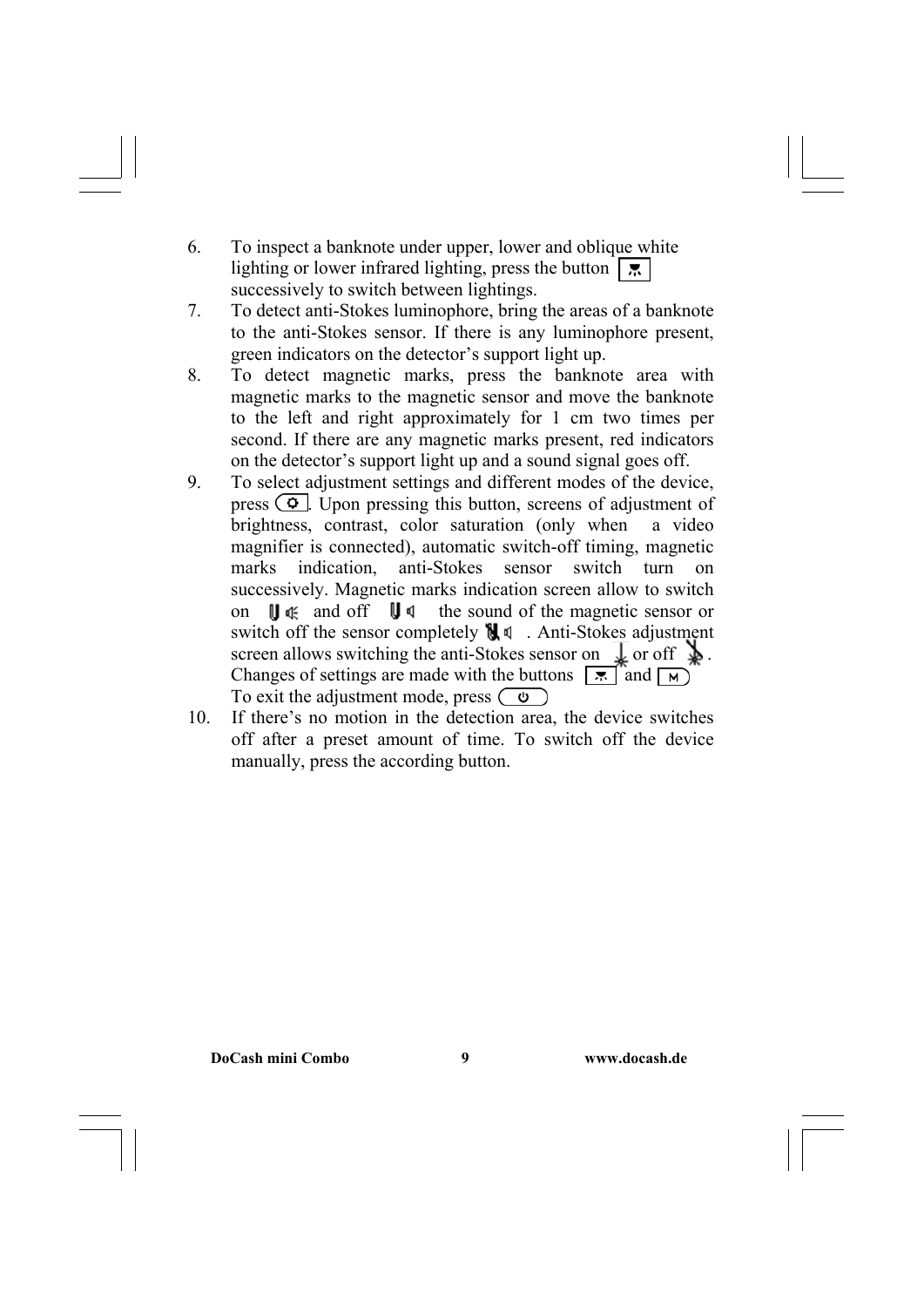6. To inspect a banknote under upper, lower and oblique white lighting or lower infrared lighting, press the button [lighting] successively to switch between lightings.
7. To detect anti-Stokes luminophore, bring the areas of a banknote to the anti-Stokes sensor. If there is any luminophore present, green indicators on the detector's support light up.
8. To detect magnetic marks, press the banknote area with magnetic marks to the magnetic sensor and move the banknote to the left and right approximately for 1 cm two times per second. If there are any magnetic marks present, red indicators on the detector's support light up and a sound signal goes off.
9. To select adjustment settings and different modes of the device, press [settings]. Upon pressing this button, screens of adjustment of brightness, contrast, color saturation (only when a video magnifier is connected), automatic switch-off timing, magnetic marks indication, anti-Stokes sensor switch turn on successively. Magnetic marks indication screen allow to switch on [magnet sound on] and off [magnet sound off] the sound of the magnetic sensor or switch off the sensor completely [magnet off]. Anti-Stokes adjustment screen allows switching the anti-Stokes sensor on [on] or off [off]. Changes of settings are made with the buttons [lighting] and [M]. To exit the adjustment mode, press [power].
10. If there's no motion in the detection area, the device switches off after a preset amount of time. To switch off the device manually, press the according button.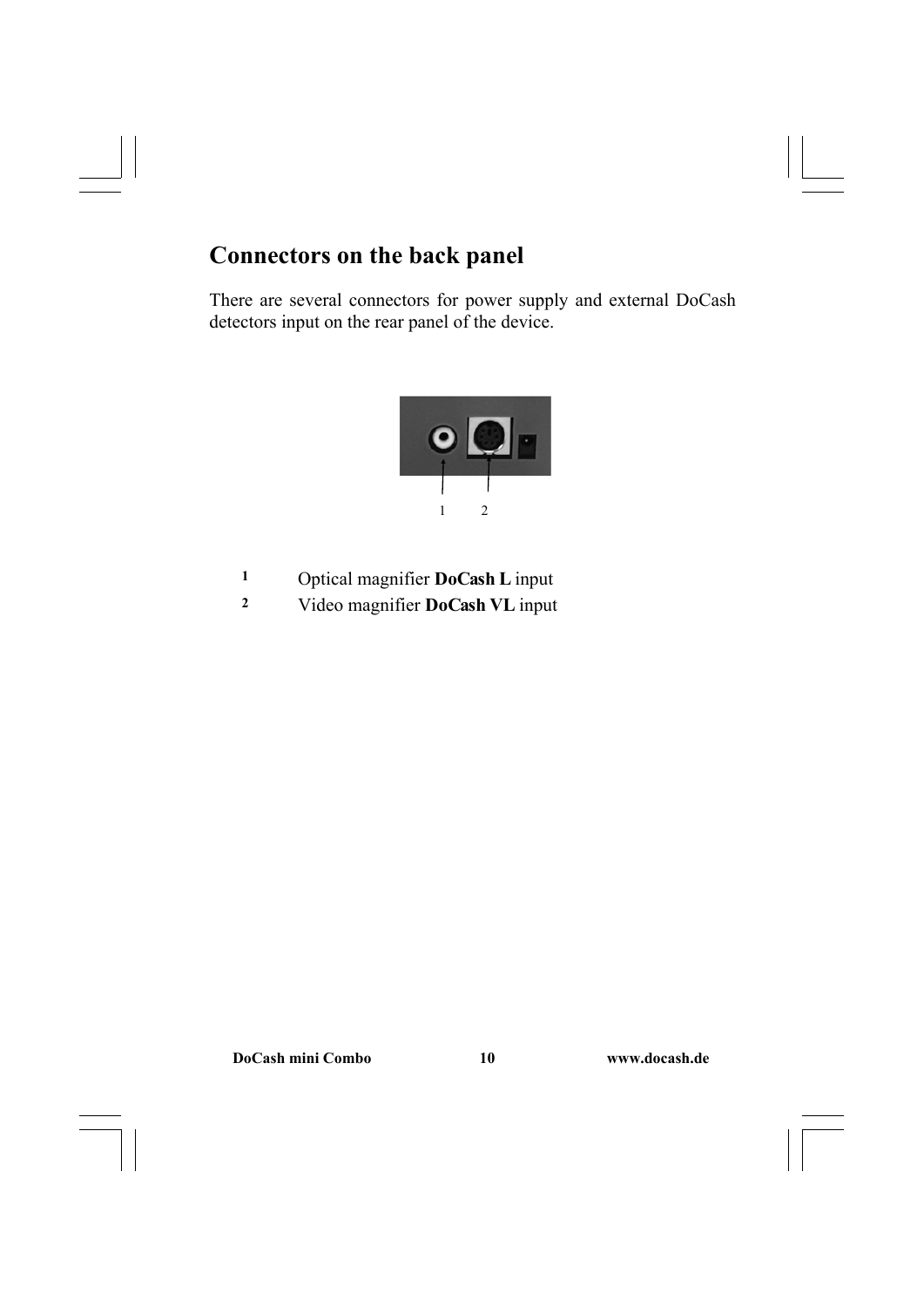## Connectors on the back panel

There are several connectors for power supply and external DoCash detectors input on the rear panel of the device.

1 2

| | |
|---|---|
| **1** | Optical magnifier **DoCash L** input |
| **2** | Video magnifier **DoCash VL** input |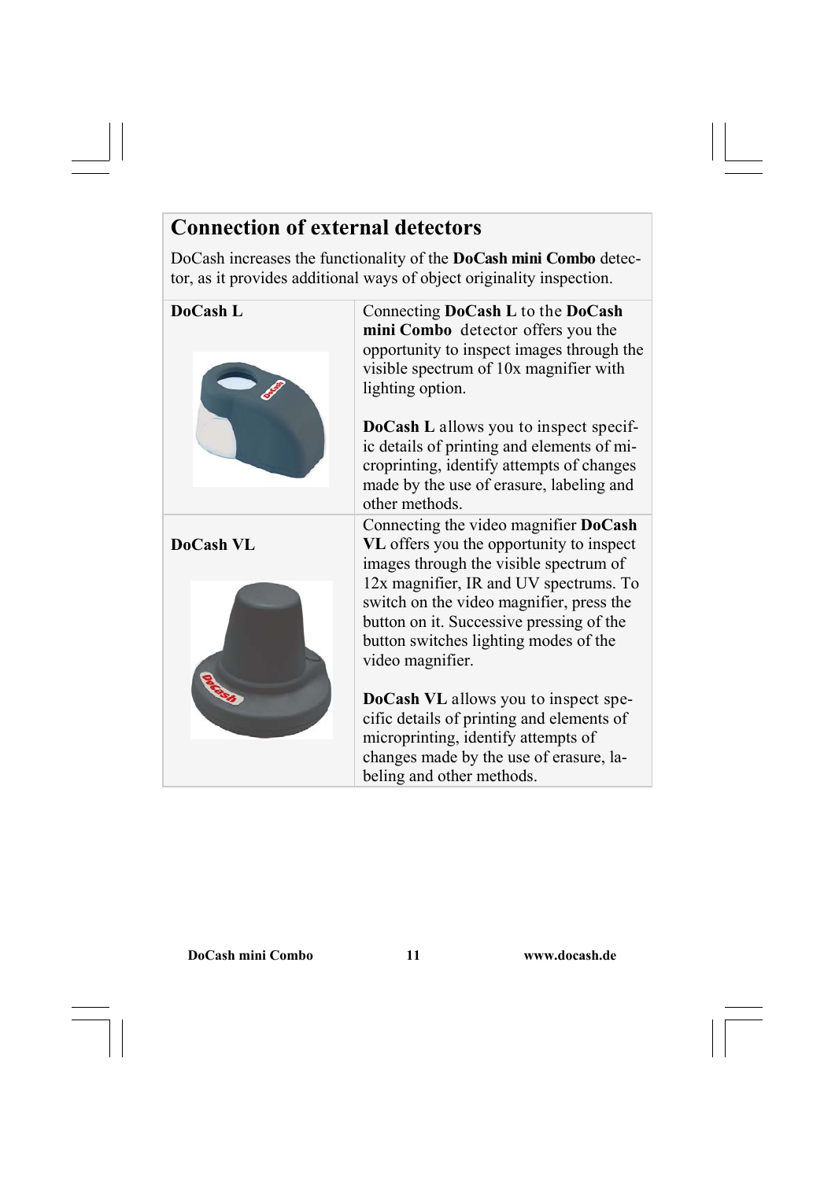## Connection of external detectors

DoCash increases the functionality of the **DoCash mini Combo** detector, as it provides additional ways of object originality inspection.

| | |
|---|---|
| **DoCash L** | Connecting **DoCash L** to the **DoCash mini Combo** detector offers you the opportunity to inspect images through the visible spectrum of 10x magnifier with lighting option.<br><br>**DoCash L** allows you to inspect specific details of printing and elements of microprinting, identify attempts of changes made by the use of erasure, labeling and other methods. |
| **DoCash VL** | Connecting the video magnifier **DoCash VL** offers you the opportunity to inspect images through the visible spectrum of 12x magnifier, IR and UV spectrums. To switch on the video magnifier, press the button on it. Successive pressing of the button switches lighting modes of the video magnifier.<br><br>**DoCash VL** allows you to inspect specific details of printing and elements of microprinting, identify attempts of changes made by the use of erasure, labeling and other methods. |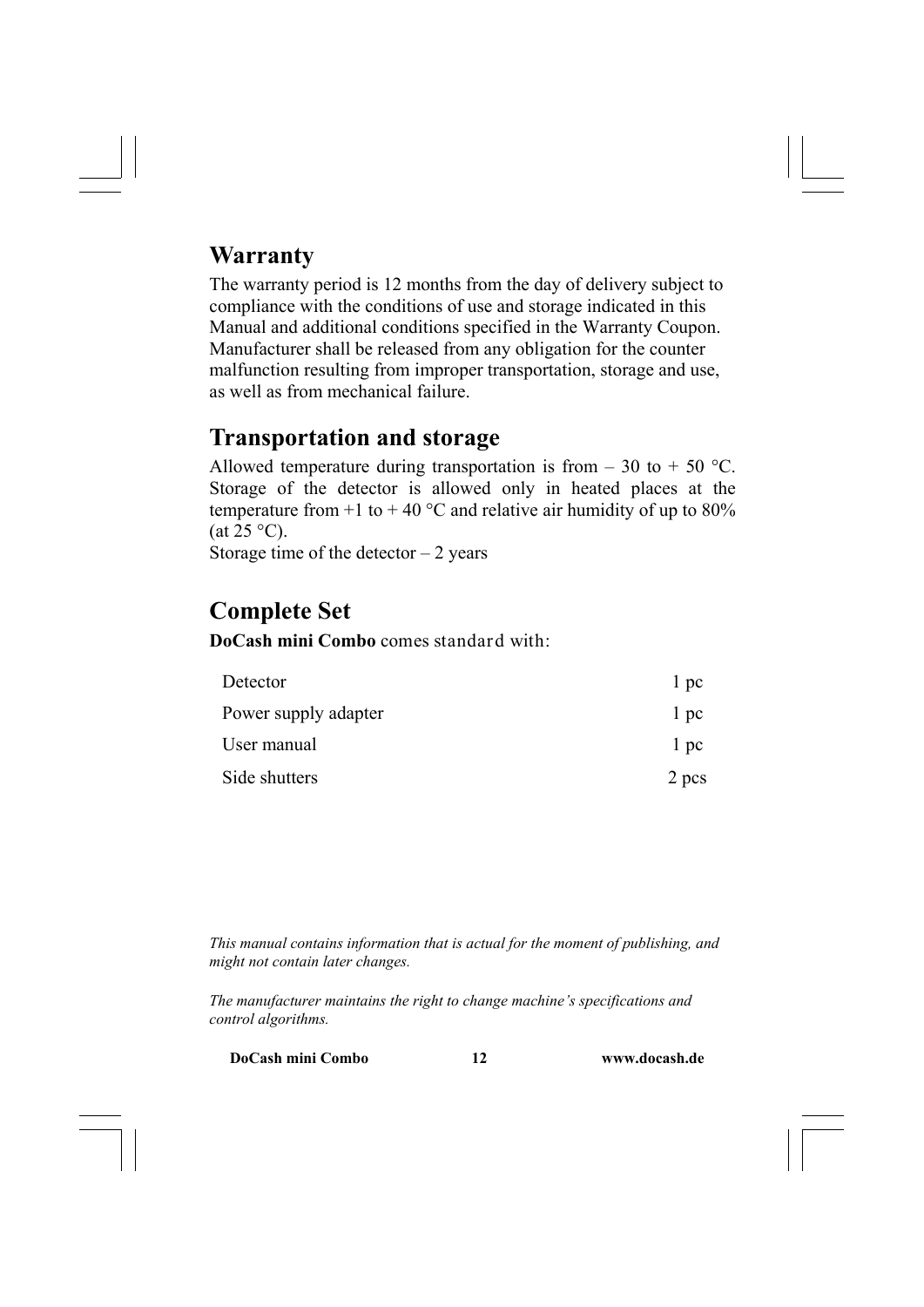## Warranty

The warranty period is 12 months from the day of delivery subject to compliance with the conditions of use and storage indicated in this Manual and additional conditions specified in the Warranty Coupon. Manufacturer shall be released from any obligation for the counter malfunction resulting from improper transportation, storage and use, as well as from mechanical failure.

## Transportation and storage

Allowed temperature during transportation is from – 30 to + 50 °C. Storage of the detector is allowed only in heated places at the temperature from +1 to + 40 °C and relative air humidity of up to 80% (at 25 °C).
Storage time of the detector – 2 years

## Complete Set

**DoCash mini Combo** comes standard with:

| | |
|---|---|
| Detector | 1 pc |
| Power supply adapter | 1 pc |
| User manual | 1 pc |
| Side shutters | 2 pcs |

*This manual contains information that is actual for the moment of publishing, and might not contain later changes.*

*The manufacturer maintains the right to change machine's specifications and control algorithms.*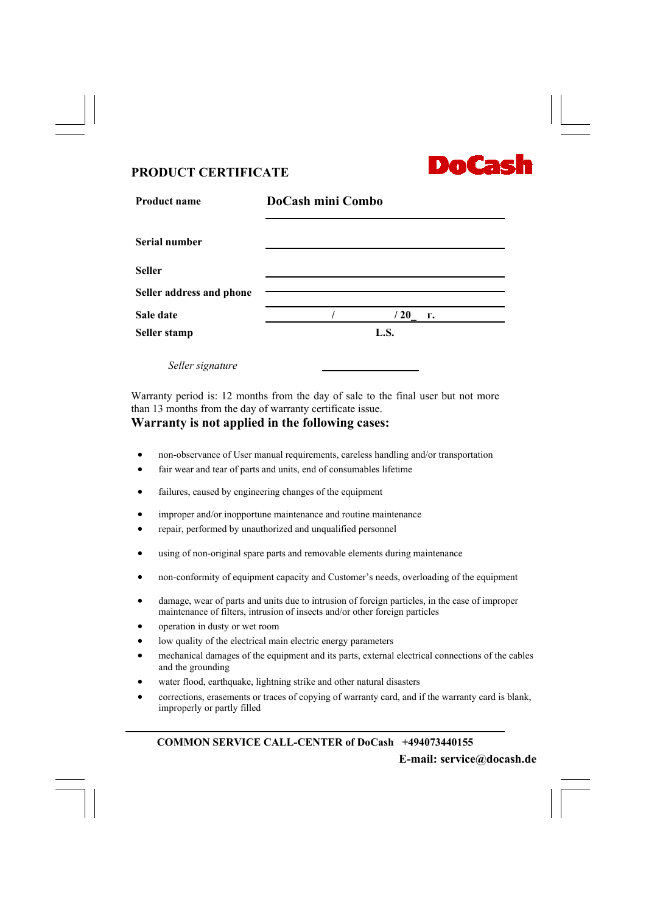## PRODUCT CERTIFICATE

**DoCash**

| | |
|---|---|
| **Product name** | **DoCash mini Combo** |
| **Serial number** | |
| **Seller** | |
| **Seller address and phone** | |
| **Sale date** | / / 20_ г. |
| **Seller stamp** | **L.S.** |

*Seller signature* ______________

Warranty period is: 12 months from the day of sale to the final user but not more than 13 months from the day of warranty certificate issue.

### Warranty is not applied in the following cases:

- non-observance of User manual requirements, careless handling and/or transportation
- fair wear and tear of parts and units, end of consumables lifetime
- failures, caused by engineering changes of the equipment
- improper and/or inopportune maintenance and routine maintenance
- repair, performed by unauthorized and unqualified personnel
- using of non-original spare parts and removable elements during maintenance
- non-conformity of equipment capacity and Customer's needs, overloading of the equipment
- damage, wear of parts and units due to intrusion of foreign particles, in the case of improper maintenance of filters, intrusion of insects and/or other foreign particles
- operation in dusty or wet room
- low quality of the electrical main electric energy parameters
- mechanical damages of the equipment and its parts, external electrical connections of the cables and the grounding
- water flood, earthquake, lightning strike and other natural disasters
- corrections, erasements or traces of copying of warranty card, and if the warranty card is blank, improperly or partly filled

---

**COMMON SERVICE CALL-CENTER of DoCash +494073440155**

**E-mail: service@docash.de**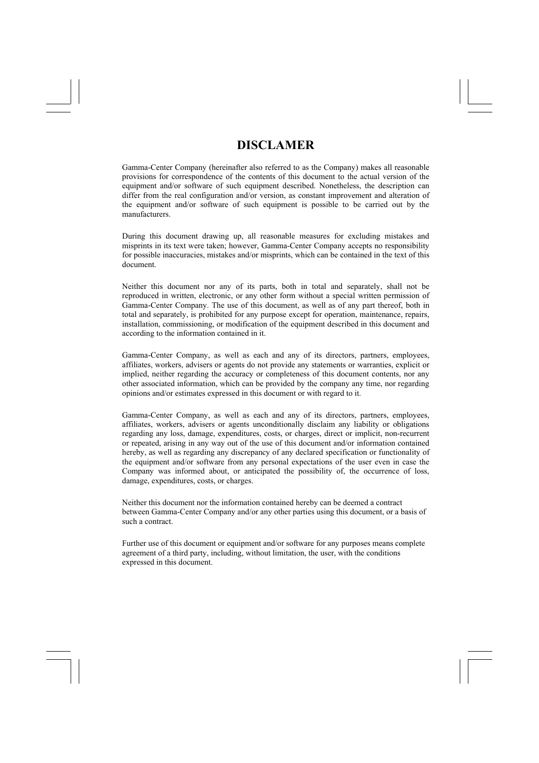# DISCLAMER

Gamma-Center Company (hereinafter also referred to as the Company) makes all reasonable provisions for correspondence of the contents of this document to the actual version of the equipment and/or software of such equipment described. Nonetheless, the description can differ from the real configuration and/or version, as constant improvement and alteration of the equipment and/or software of such equipment is possible to be carried out by the manufacturers.

During this document drawing up, all reasonable measures for excluding mistakes and misprints in its text were taken; however, Gamma-Center Company accepts no responsibility for possible inaccuracies, mistakes and/or misprints, which can be contained in the text of this document.

Neither this document nor any of its parts, both in total and separately, shall not be reproduced in written, electronic, or any other form without a special written permission of Gamma-Center Company. The use of this document, as well as of any part thereof, both in total and separately, is prohibited for any purpose except for operation, maintenance, repairs, installation, commissioning, or modification of the equipment described in this document and according to the information contained in it.

Gamma-Center Company, as well as each and any of its directors, partners, employees, affiliates, workers, advisers or agents do not provide any statements or warranties, explicit or implied, neither regarding the accuracy or completeness of this document contents, nor any other associated information, which can be provided by the company any time, nor regarding opinions and/or estimates expressed in this document or with regard to it.

Gamma-Center Company, as well as each and any of its directors, partners, employees, affiliates, workers, advisers or agents unconditionally disclaim any liability or obligations regarding any loss, damage, expenditures, costs, or charges, direct or implicit, non-recurrent or repeated, arising in any way out of the use of this document and/or information contained hereby, as well as regarding any discrepancy of any declared specification or functionality of the equipment and/or software from any personal expectations of the user even in case the Company was informed about, or anticipated the possibility of, the occurrence of loss, damage, expenditures, costs, or charges.

Neither this document nor the information contained hereby can be deemed a contract between Gamma-Center Company and/or any other parties using this document, or a basis of such a contract.

Further use of this document or equipment and/or software for any purposes means complete agreement of a third party, including, without limitation, the user, with the conditions expressed in this document.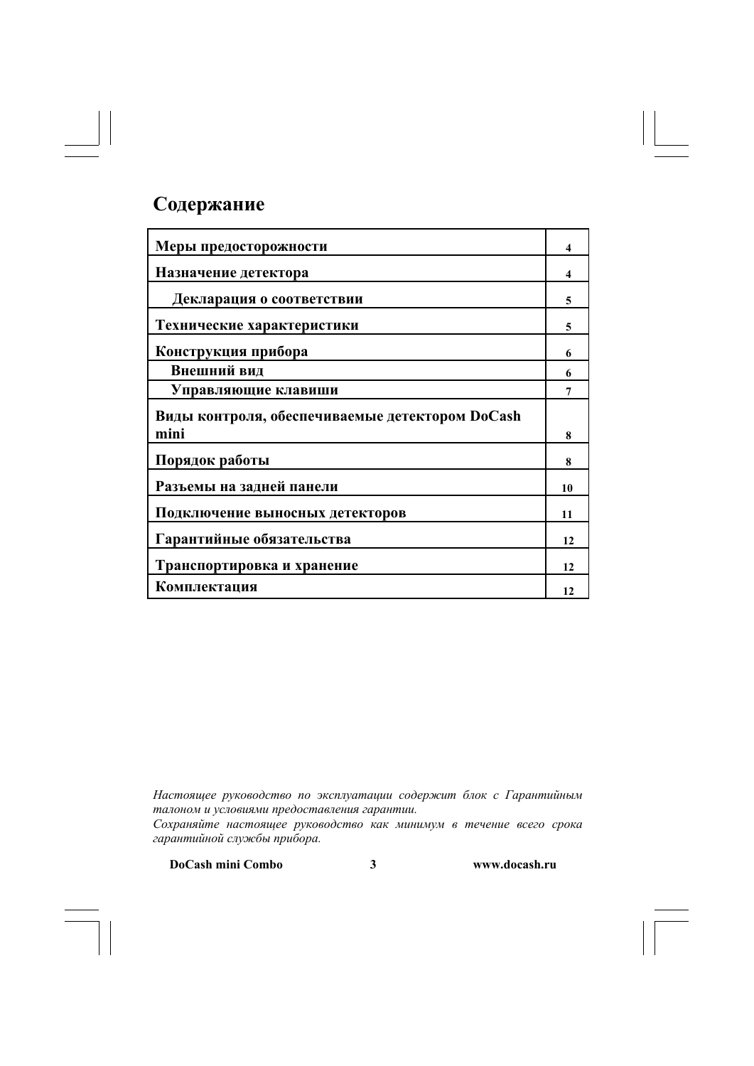# Содержание

| | |
|---|---|
| **Меры предосторожности** | **4** |
| **Назначение детектора** | **4** |
| **Декларация о соответствии** | **5** |
| **Технические характеристики** | **5** |
| **Конструкция прибора** | **6** |
| **Внешний вид** | **6** |
| **Управляющие клавиши** | **7** |
| **Виды контроля, обеспечиваемые детектором DoCash mini** | **8** |
| **Порядок работы** | **8** |
| **Разъемы на задней панели** | **10** |
| **Подключение выносных детекторов** | **11** |
| **Гарантийные обязательства** | **12** |
| **Транспортировка и хранение** | **12** |
| **Комплектация** | **12** |

*Настоящее руководство по эксплуатации содержит блок с Гарантийным талоном и условиями предоставления гарантии.*

*Сохраняйте настоящее руководство как минимум в течение всего срока гарантийной службы прибора.*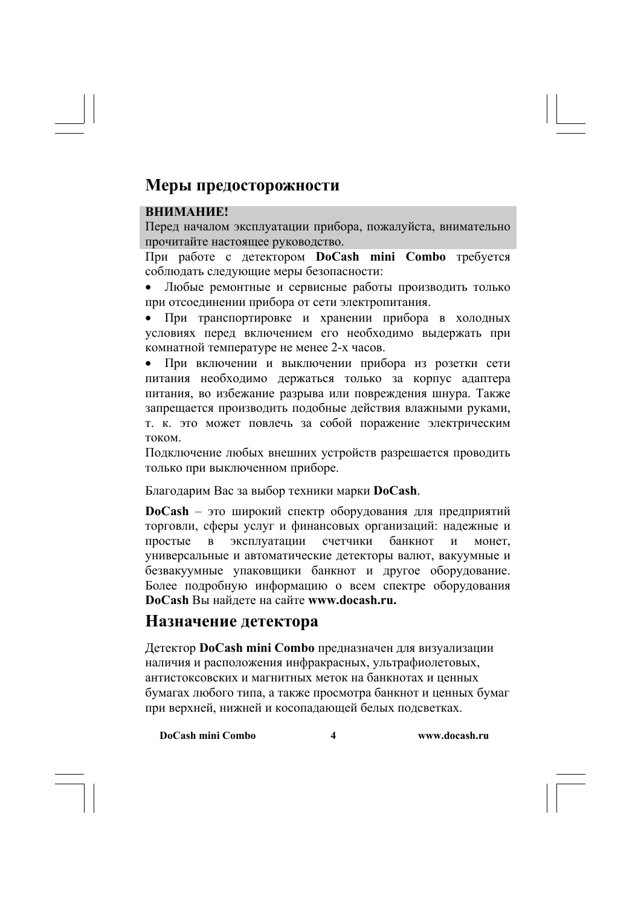## Меры предосторожности

**ВНИМАНИЕ!**
Перед началом эксплуатации прибора, пожалуйста, внимательно прочитайте настоящее руководство.

При работе с детектором **DoCash mini Combo** требуется соблюдать следующие меры безопасности:

- Любые ремонтные и сервисные работы производить только при отсоединении прибора от сети электропитания.
- При транспортировке и хранении прибора в холодных условиях перед включением его необходимо выдержать при комнатной температуре не менее 2-х часов.
- При включении и выключении прибора из розетки сети питания необходимо держаться только за корпус адаптера питания, во избежание разрыва или повреждения шнура. Также запрещается производить подобные действия влажными руками, т. к. это может повлечь за собой поражение электрическим током.

Подключение любых внешних устройств разрешается проводить только при выключенном приборе.

Благодарим Вас за выбор техники марки **DoCash**.

**DoCash** – это широкий спектр оборудования для предприятий торговли, сферы услуг и финансовых организаций: надежные и простые в эксплуатации счетчики банкнот и монет, универсальные и автоматические детекторы валют, вакуумные и безвакуумные упаковщики банкнот и другое оборудование. Более подробную информацию о всем спектре оборудования **DoCash** Вы найдете на сайте **www.docash.ru.**

## Назначение детектора

Детектор **DoCash mini Combo** предназначен для визуализации наличия и расположения инфракрасных, ультрафиолетовых, антистоксовских и магнитных меток на банкнотах и ценных бумагах любого типа, а также просмотра банкнот и ценных бумаг при верхней, нижней и косопадающей белых подсветках.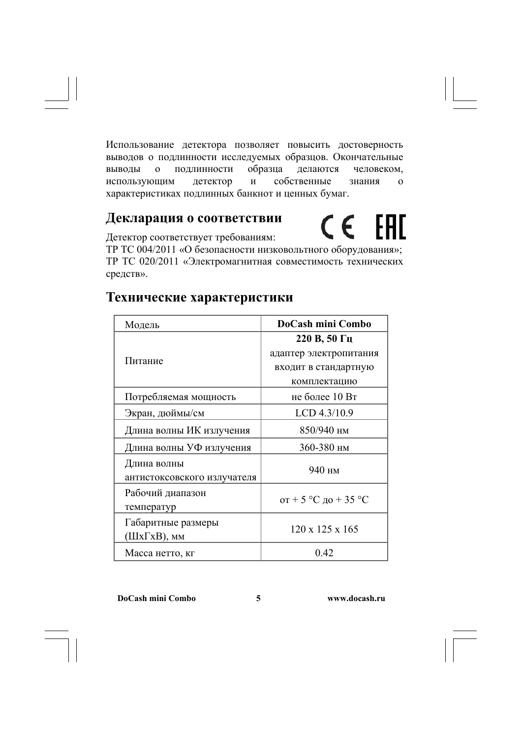Использование детектора позволяет повысить достоверность выводов о подлинности исследуемых образцов. Окончательные выводы о подлинности образца делаются человеком, использующим детектор и собственные знания о характеристиках подлинных банкнот и ценных бумаг.

## Декларация о соответствии

CE EAC

Детектор соответствует требованиям:
ТР ТС 004/2011 «О безопасности низковольтного оборудования»;
ТР ТС 020/2011 «Электромагнитная совместимость технических средств».

## Технические характеристики

| Модель | **DoCash mini Combo** |
|---|---|
| Питание | **220 В, 50 Гц** адаптер электропитания входит в стандартную комплектацию |
| Потребляемая мощность | не более 10 Вт |
| Экран, дюймы/см | LCD 4.3/10.9 |
| Длина волны ИК излучения | 850/940 нм |
| Длина волны УФ излучения | 360-380 нм |
| Длина волны антистоксовского излучателя | 940 нм |
| Рабочий диапазон температур | от + 5 °C до + 35 °C |
| Габаритные размеры (ШхГхВ), мм | 120 х 125 х 165 |
| Масса нетто, кг | 0.42 |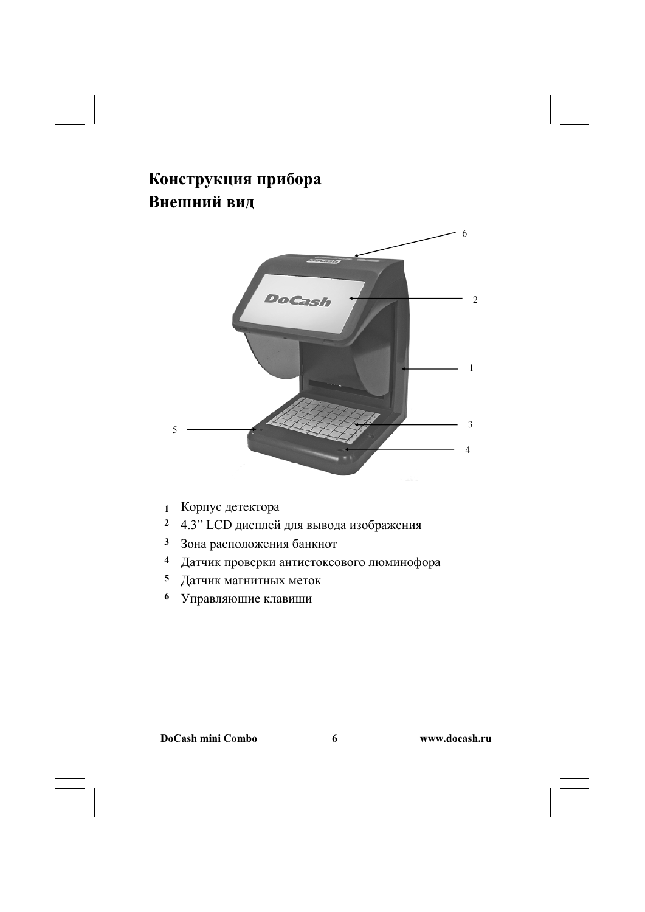# Конструкция прибора

## Внешний вид

1. Корпус детектора
2. 4.3” LCD дисплей для вывода изображения
3. Зона расположения банкнот
4. Датчик проверки антистоксового люминофора
5. Датчик магнитных меток
6. Управляющие клавиши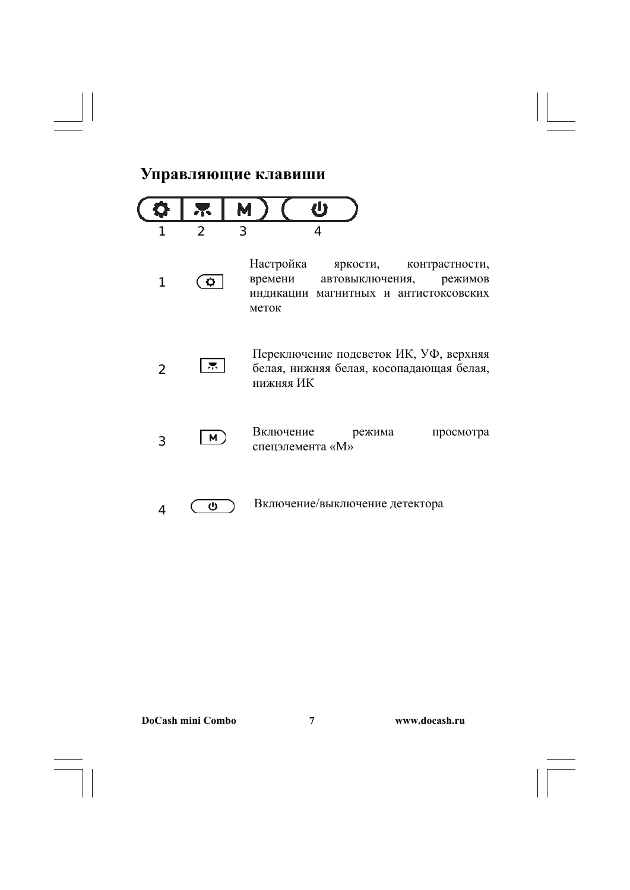## Управляющие клавиши

1 2 3 4

| | | |
|---|---|---|
| 1 | | Настройка яркости, контрастности, времени автовыключения, режимов индикации магнитных и антистоксовских меток |
| 2 | | Переключение подсветок ИК, УФ, верхняя белая, нижняя белая, косопадающая белая, нижняя ИК |
| 3 | M | Включение режима просмотра спецэлемента «М» |
| 4 | | Включение/выключение детектора |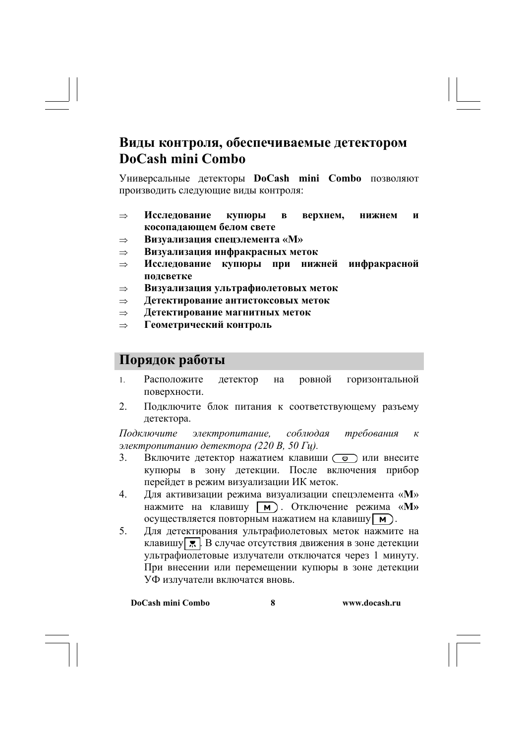## Виды контроля, обеспечиваемые детектором DoCash mini Combo

Универсальные детекторы **DoCash mini Combo** позволяют производить следующие виды контроля:

- ⇒ **Исследование купюры в верхнем, нижнем и косопадающем белом свете**
- ⇒ **Визуализация спецэлемента «М»**
- ⇒ **Визуализация инфракрасных меток**
- ⇒ **Исследование купюры при нижней инфракрасной подсветке**
- ⇒ **Визуализация ультрафиолетовых меток**
- ⇒ **Детектирование антистоксовых меток**
- ⇒ **Детектирование магнитных меток**
- ⇒ **Геометрический контроль**

## Порядок работы

1. Расположите детектор на ровной горизонтальной поверхности.
2. Подключите блок питания к соответствующему разъему детектора.

*Подключите электропитание, соблюдая требования к электропитанию детектора (220 В, 50 Гц).*

3. Включите детектор нажатием клавиши (⏻) или внесите купюры в зону детекции. После включения прибор перейдет в режим визуализации ИК меток.
4. Для активизации режима визуализации спецэлемента «**М**» нажмите на клавишу [M]. Отключение режима «**М»** осуществляется повторным нажатием на клавишу [M].
5. Для детектирования ультрафиолетовых меток нажмите на клавишу [УФ]. В случае отсутствия движения в зоне детекции ультрафиолетовые излучатели отключатся через 1 минуту. При внесении или перемещении купюры в зоне детекции УФ излучатели включатся вновь.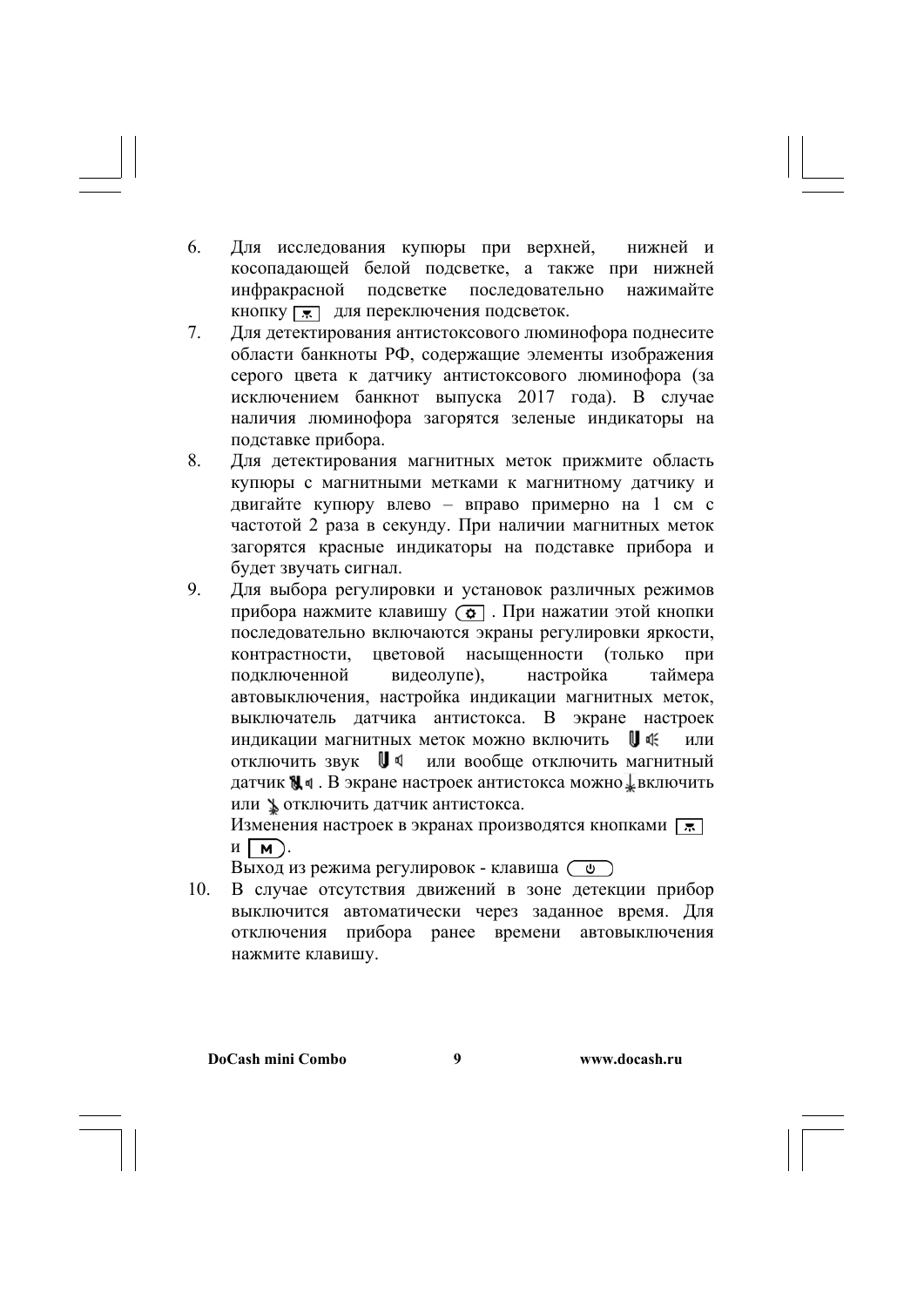6. Для исследования купюры при верхней, нижней и косопадающей белой подсветке, а также при нижней инфракрасной подсветке последовательно нажимайте кнопку [☀] для переключения подсветок.
7. Для детектирования антистоксового люминофора поднесите области банкноты РФ, содержащие элементы изображения серого цвета к датчику антистоксового люминофора (за исключением банкнот выпуска 2017 года). В случае наличия люминофора загорятся зеленые индикаторы на подставке прибора.
8. Для детектирования магнитных меток прижмите область купюры с магнитными метками к магнитному датчику и двигайте купюру влево – вправо примерно на 1 см с частотой 2 раза в секунду. При наличии магнитных меток загорятся красные индикаторы на подставке прибора и будет звучать сигнал.
9. Для выбора регулировки и установок различных режимов прибора нажмите клавишу (⚙). При нажатии этой кнопки последовательно включаются экраны регулировки яркости, контрастности, цветовой насыщенности (только при подключенной видеолупе), настройка таймера автовыключения, настройка индикации магнитных меток, выключатель датчика антистокса. В экране настроек индикации магнитных меток можно включить 🕪 или отключить звук 🔈 или вообще отключить магнитный датчик. В экране настроек антистокса можно включить или отключить датчик антистокса.

   Изменения настроек в экранах производятся кнопками [☀] и [M].

   Выход из режима регулировок - клавиша (⏻)
10. В случае отсутствия движений в зоне детекции прибор выключится автоматически через заданное время. Для отключения прибора ранее времени автовыключения нажмите клавишу.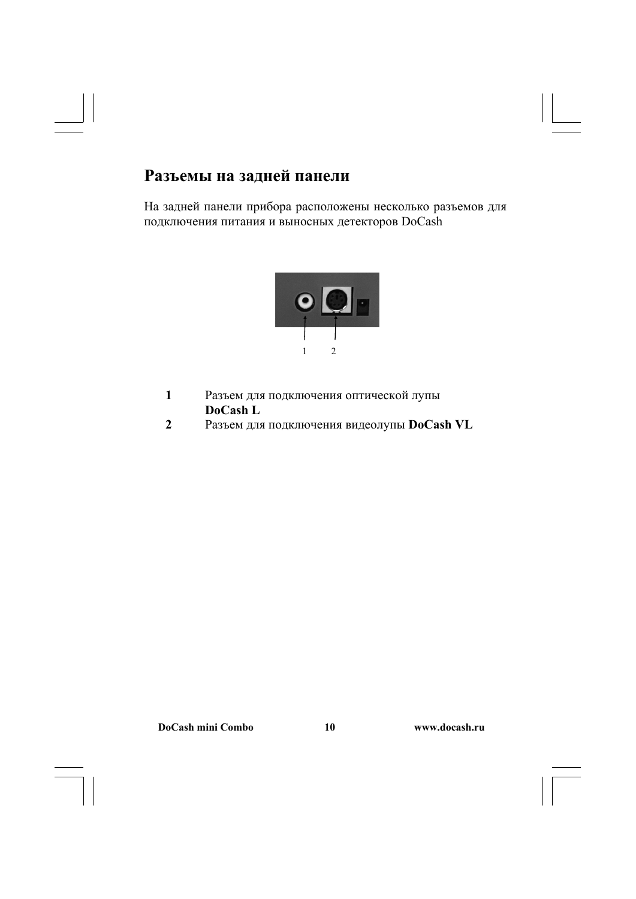## Разъемы на задней панели

На задней панели прибора расположены несколько разъемов для подключения питания и выносных детекторов DoCash

1 2

**1** Разъем для подключения оптической лупы **DoCash L**

**2** Разъем для подключения видеолупы **DoCash VL**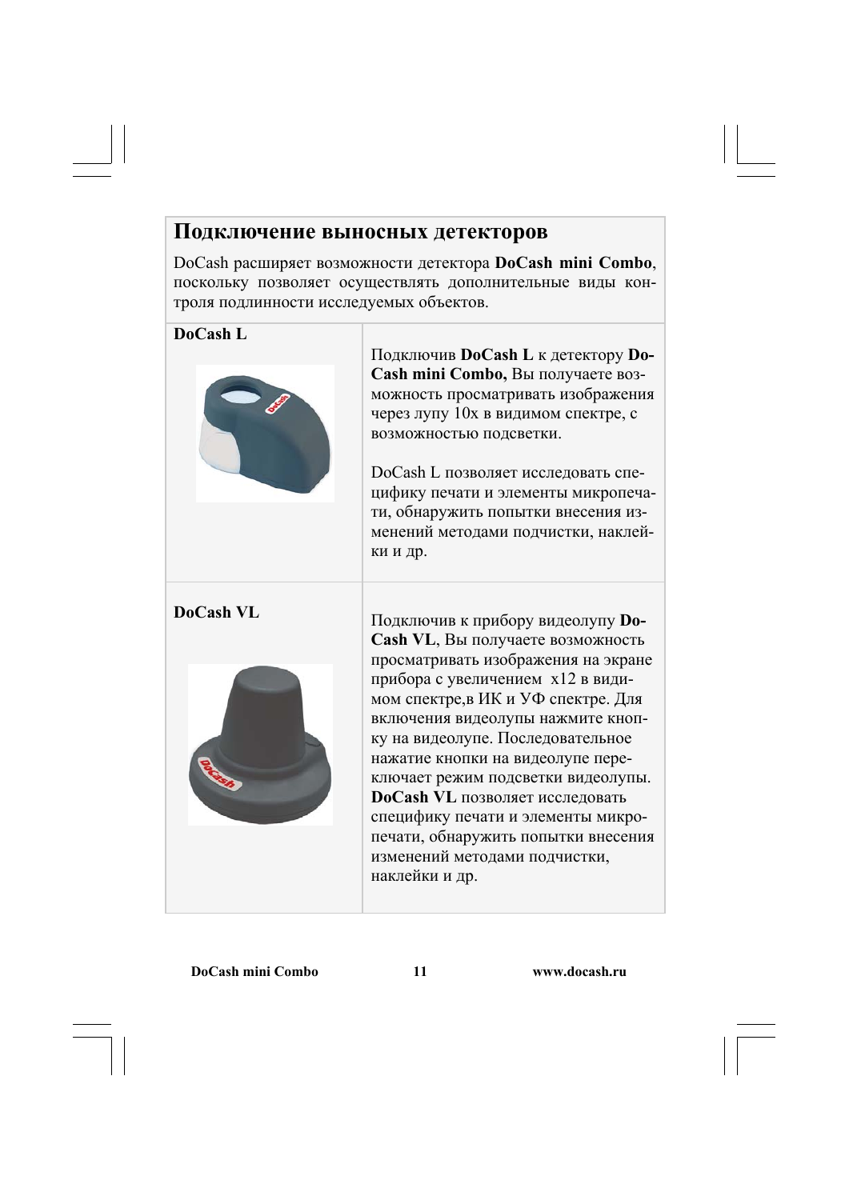## Подключение выносных детекторов

DoCash расширяет возможности детектора **DoCash mini Combo**, поскольку позволяет осуществлять дополнительные виды контроля подлинности исследуемых объектов.

| **DoCash L** | Подключив **DoCash L** к детектору **DoCash mini Combo,** Вы получаете возможность просматривать изображения через лупу 10х в видимом спектре, с возможностью подсветки.<br><br>DoCash L позволяет исследовать специфику печати и элементы микропечати, обнаружить попытки внесения изменений методами подчистки, наклейки и др. |
|---|---|
| **DoCash VL** | Подключив к прибору видеолупу **DoCash VL**, Вы получаете возможность просматривать изображения на экране прибора с увеличением  х12 в видимом спектре,в ИК и УФ спектре. Для включения видеолупы нажмите кнопку на видеолупе. Последовательное нажатие кнопки на видеолупе переключает режим подсветки видеолупы. **DoCash VL** позволяет исследовать специфику печати и элементы микропечати, обнаружить попытки внесения изменений методами подчистки, наклейки и др. |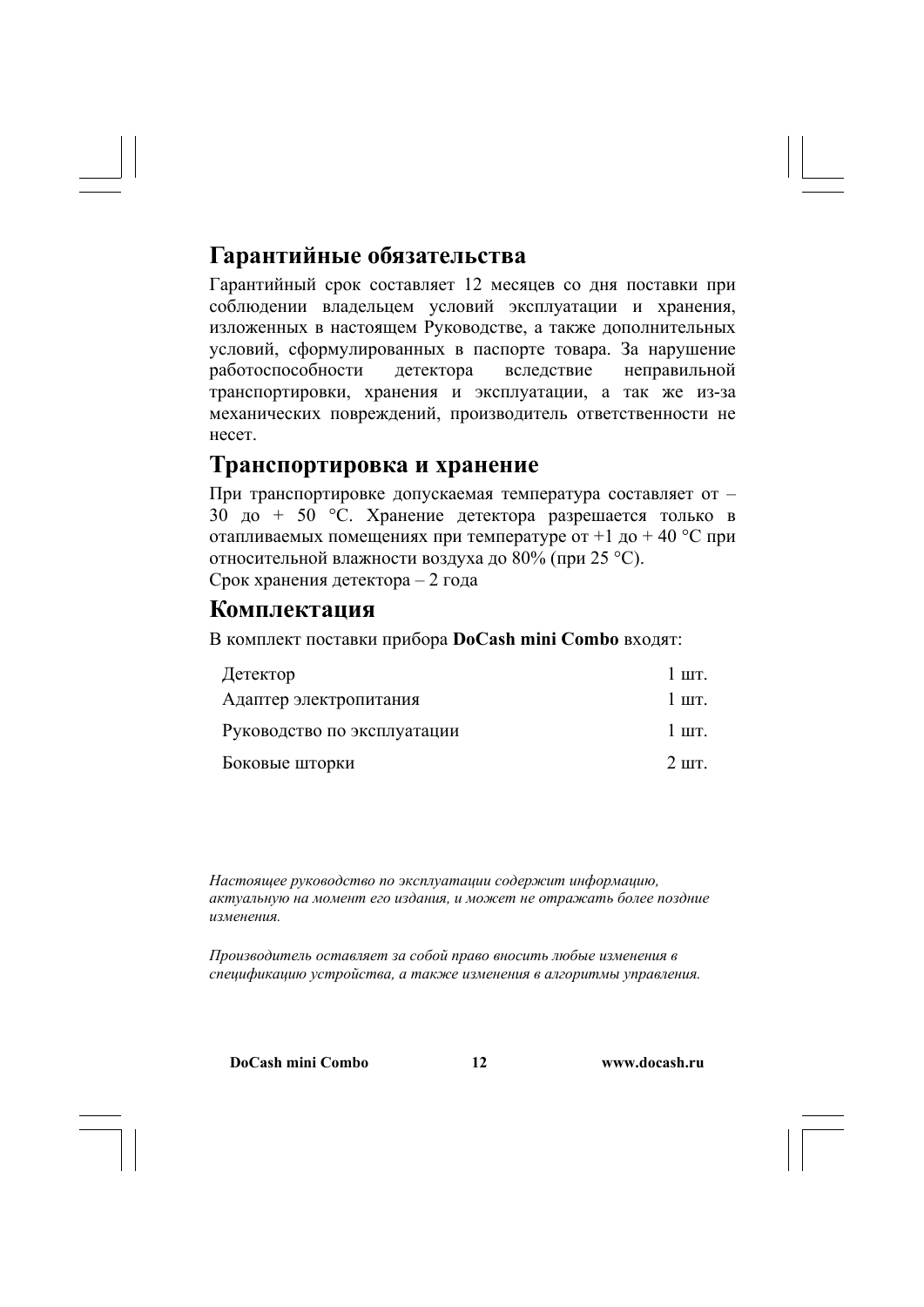## Гарантийные обязательства

Гарантийный срок составляет 12 месяцев со дня поставки при соблюдении владельцем условий эксплуатации и хранения, изложенных в настоящем Руководстве, а также дополнительных условий, сформулированных в паспорте товара. За нарушение работоспособности детектора вследствие неправильной транспортировки, хранения и эксплуатации, а так же из-за механических повреждений, производитель ответственности не несет.

## Транспортировка и хранение

При транспортировке допускаемая температура составляет от – 30 до + 50 °С. Хранение детектора разрешается только в отапливаемых помещениях при температуре от +1 до + 40 °С при относительной влажности воздуха до 80% (при 25 °С).

Срок хранения детектора – 2 года

## Комплектация

В комплект поставки прибора **DoCash mini Combo** входят:

| | |
|---|---|
| Детектор | 1 шт. |
| Адаптер электропитания | 1 шт. |
| Руководство по эксплуатации | 1 шт. |
| Боковые шторки | 2 шт. |

*Настоящее руководство по эксплуатации содержит информацию, актуальную на момент его издания, и может не отражать более поздние изменения.*

*Производитель оставляет за собой право вносить любые изменения в спецификацию устройства, а также изменения в алгоритмы управления.*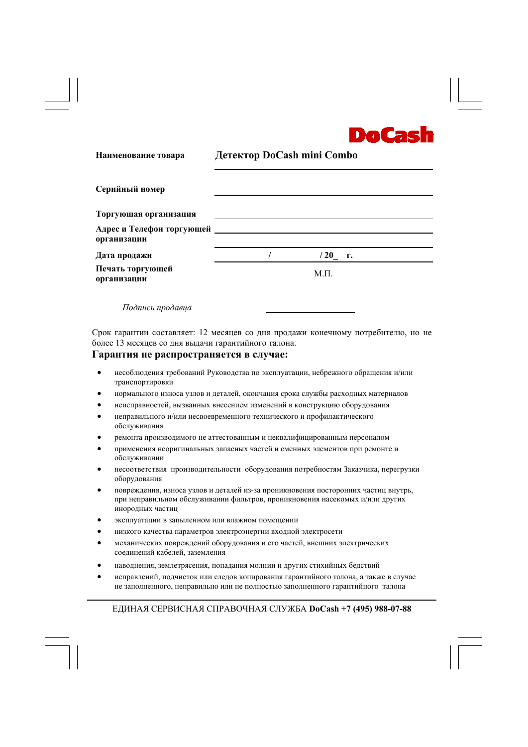**DoCash**

| | |
|---|---|
| **Наименование товара** | **Детектор DoCash mini Combo** |
| **Серийный номер** | |
| **Торгующая организация** | |
| **Адрес и Телефон торгующей организации** | |
| **Дата продажи** | / / **20_ г.** |
| **Печать торгующей организации** | М.П. |

*Подпись продавца* ____________________

Срок гарантии составляет: 12 месяцев со дня продажи конечному потребителю, но не более 13 месяцев со дня выдачи гарантийного талона.

## Гарантия не распространяется в случае:

- несоблюдения требований Руководства по эксплуатации, небрежного обращения и/или транспортировки
- нормального износа узлов и деталей, окончания срока службы расходных материалов
- неисправностей, вызванных внесением изменений в конструкцию оборудования
- неправильного и/или несвоевременного технического и профилактического обслуживания
- ремонта производимого не аттестованным и неквалифицированным персоналом
- применения неоригинальных запасных частей и сменных элементов при ремонте и обслуживании
- несоответствия производительности оборудования потребностям Заказчика, перегрузки оборудования
- повреждения, износа узлов и деталей из-за проникновения посторонних частиц внутрь, при неправильном обслуживании фильтров, проникновения насекомых и/или других инородных частиц
- эксплуатации в запыленном или влажном помещении
- низкого качества параметров электроэнергии входной электросети
- механических повреждений оборудования и его частей, внешних электрических соединений кабелей, заземления
- наводнения, землетрясения, попадания молнии и других стихийных бедствий
- исправлений, подчисток или следов копирования гарантийного талона, а также в случае не заполненного, неправильно или не полностью заполненного гарантийного талона

ЕДИНАЯ СЕРВИСНАЯ СПРАВОЧНАЯ СЛУЖБА **DoCash +7 (495) 988-07-88**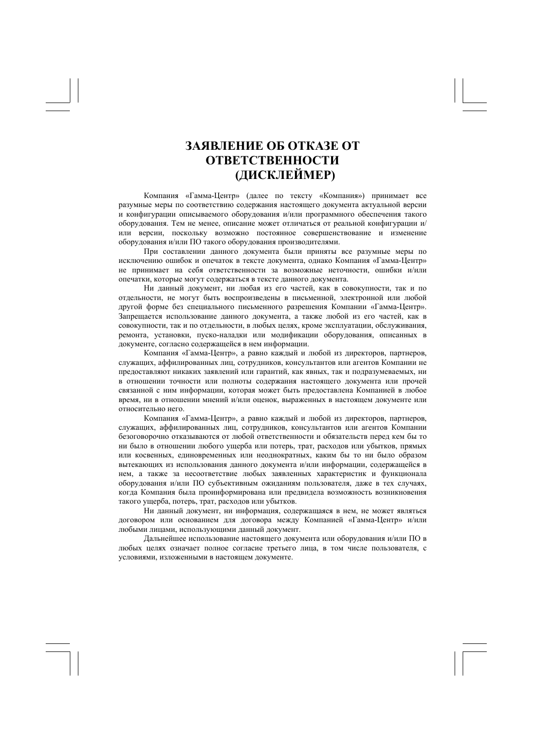# ЗАЯВЛЕНИЕ ОБ ОТКАЗЕ ОТ ОТВЕТСТВЕННОСТИ (ДИСКЛЕЙМЕР)

Компания «Гамма-Центр» (далее по тексту «Компания») принимает все разумные меры по соответствию содержания настоящего документа актуальной версии и конфигурации описываемого оборудования и/или программного обеспечения такого оборудования. Тем не менее, описание может отличаться от реальной конфигурации и/или версии, поскольку возможно постоянное совершенствование и изменение оборудования и/или ПО такого оборудования производителями.

При составлении данного документа были приняты все разумные меры по исключению ошибок и опечаток в тексте документа, однако Компания «Гамма-Центр» не принимает на себя ответственности за возможные неточности, ошибки и/или опечатки, которые могут содержаться в тексте данного документа.

Ни данный документ, ни любая из его частей, как в совокупности, так и по отдельности, не могут быть воспроизведены в письменной, электронной или любой другой форме без специального письменного разрешения Компании «Гамма-Центр». Запрещается использование данного документа, а также любой из его частей, как в совокупности, так и по отдельности, в любых целях, кроме эксплуатации, обслуживания, ремонта, установки, пуско-наладки или модификации оборудования, описанных в документе, согласно содержащейся в нем информации.

Компания «Гамма-Центр», а равно каждый и любой из директоров, партнеров, служащих, аффилированных лиц, сотрудников, консультантов или агентов Компании не предоставляют никаких заявлений или гарантий, как явных, так и подразумеваемых, ни в отношении точности или полноты содержания настоящего документа или прочей связанной с ним информации, которая может быть предоставлена Компанией в любое время, ни в отношении мнений и/или оценок, выраженных в настоящем документе или относительно него.

Компания «Гамма-Центр», а равно каждый и любой из директоров, партнеров, служащих, аффилированных лиц, сотрудников, консультантов или агентов Компании безоговорочно отказываются от любой ответственности и обязательств перед кем бы то ни было в отношении любого ущерба или потерь, трат, расходов или убытков, прямых или косвенных, единовременных или неоднократных, каким бы то ни было образом вытекающих из использования данного документа и/или информации, содержащейся в нем, а также за несоответствие любых заявленных характеристик и функционала оборудования и/или ПО субъективным ожиданиям пользователя, даже в тех случаях, когда Компания была проинформирована или предвидела возможность возникновения такого ущерба, потерь, трат, расходов или убытков.

Ни данный документ, ни информация, содержащаяся в нем, не может являться договором или основанием для договора между Компанией «Гамма-Центр» и/или любыми лицами, использующими данный документ.

Дальнейшее использование настоящего документа или оборудования и/или ПО в любых целях означает полное согласие третьего лица, в том числе пользователя, с условиями, изложенными в настоящем документе.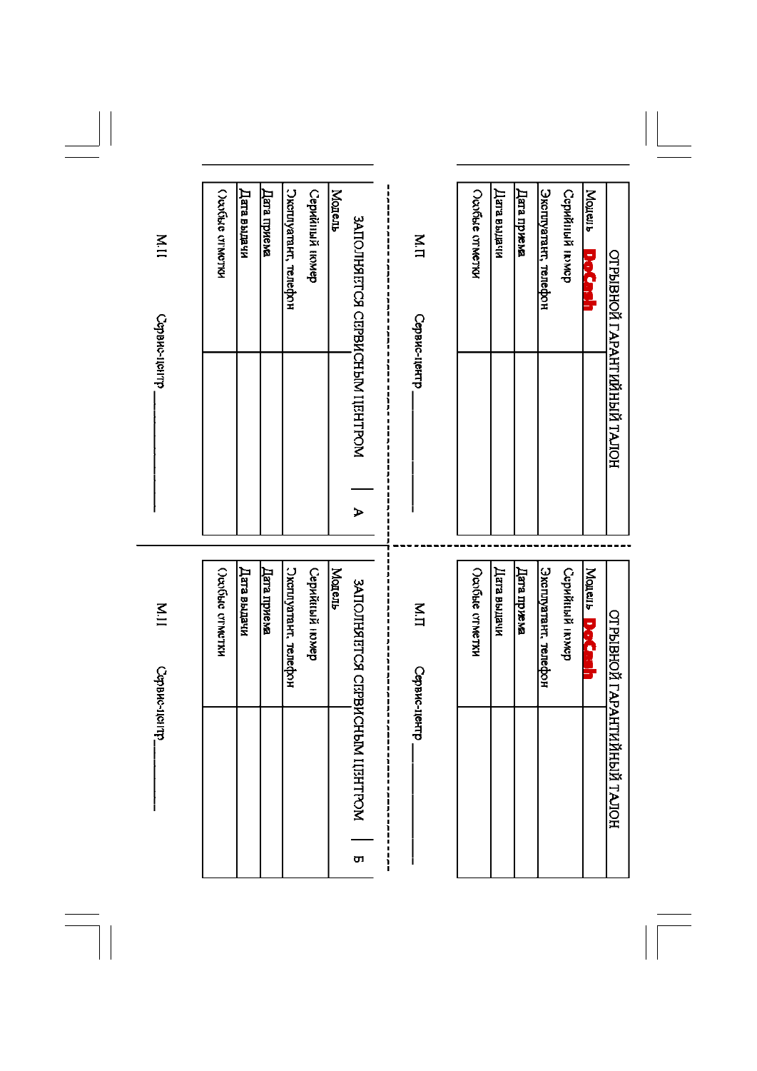## ОТРЫВНОЙ ГАРАНТИЙНЫЙ ТАЛОН

| | |
|---|---|
| Модель DeCash | |
| Серийный номер | |
| Эксплуатант, телефон | |
| Дата приема | |
| Дата выдачи | |
| Особые отметки | |

М.П Сервис-центр ____________

## ЗАПОЛНЯЕТСЯ СЕРВИСНЫМ ЦЕНТРОМ | А

| | |
|---|---|
| Модель | |
| Серийный номер | |
| Эксплуатант, телефон | |
| Дата приема | |
| Дата выдачи | |
| Особые отметки | |

М.П Сервис-центр ____________

## ОТРЫВНОЙ ГАРАНТИЙНЫЙ ТАЛОН

| | |
|---|---|
| Модель DeCash | |
| Серийный номер | |
| Эксплуатант, телефон | |
| Дата приема | |
| Дата выдачи | |
| Особые отметки | |

М.П Сервис-центр ____________

## ЗАПОЛНЯЕТСЯ СЕРВИСНЫМ ЦЕНТРОМ | Б

| | |
|---|---|
| Модель | |
| Серийный номер | |
| Эксплуатант, телефон | |
| Дата приема | |
| Дата выдачи | |
| Особые отметки | |

М.П Сервис-центр ____________